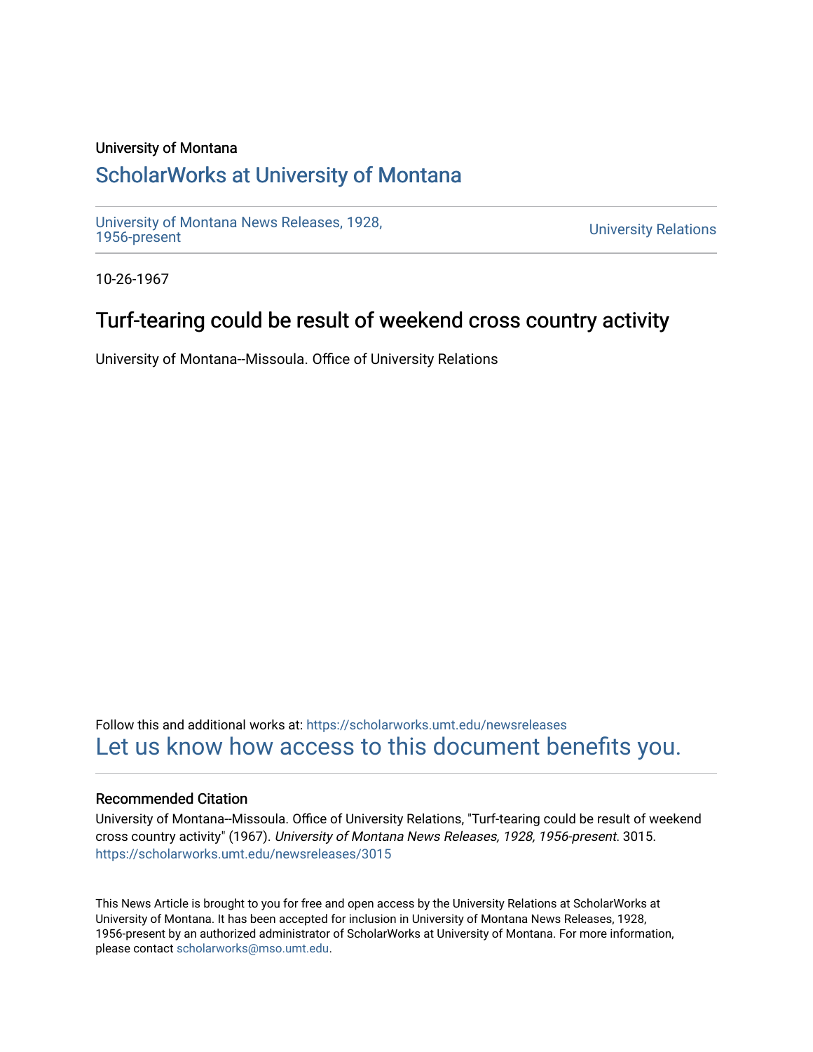University of Montana

# ScholarWorks at University of Montana

University of Montana News Releases, 1928, 1956-present

University Relations

10-26-1967

## Turf-tearing could be result of weekend cross country activity

University of Montana--Missoula. Office of University Relations

Follow this and additional works at: https://scholarworks.umt.edu/newsreleases

Let us know how access to this document benefits you.

### Recommended Citation

University of Montana--Missoula. Office of University Relations, "Turf-tearing could be result of weekend cross country activity" (1967). *University of Montana News Releases, 1928, 1956-present*. 3015.
https://scholarworks.umt.edu/newsreleases/3015

This News Article is brought to you for free and open access by the University Relations at ScholarWorks at University of Montana. It has been accepted for inclusion in University of Montana News Releases, 1928, 1956-present by an authorized administrator of ScholarWorks at University of Montana. For more information, please contact scholarworks@mso.umt.edu.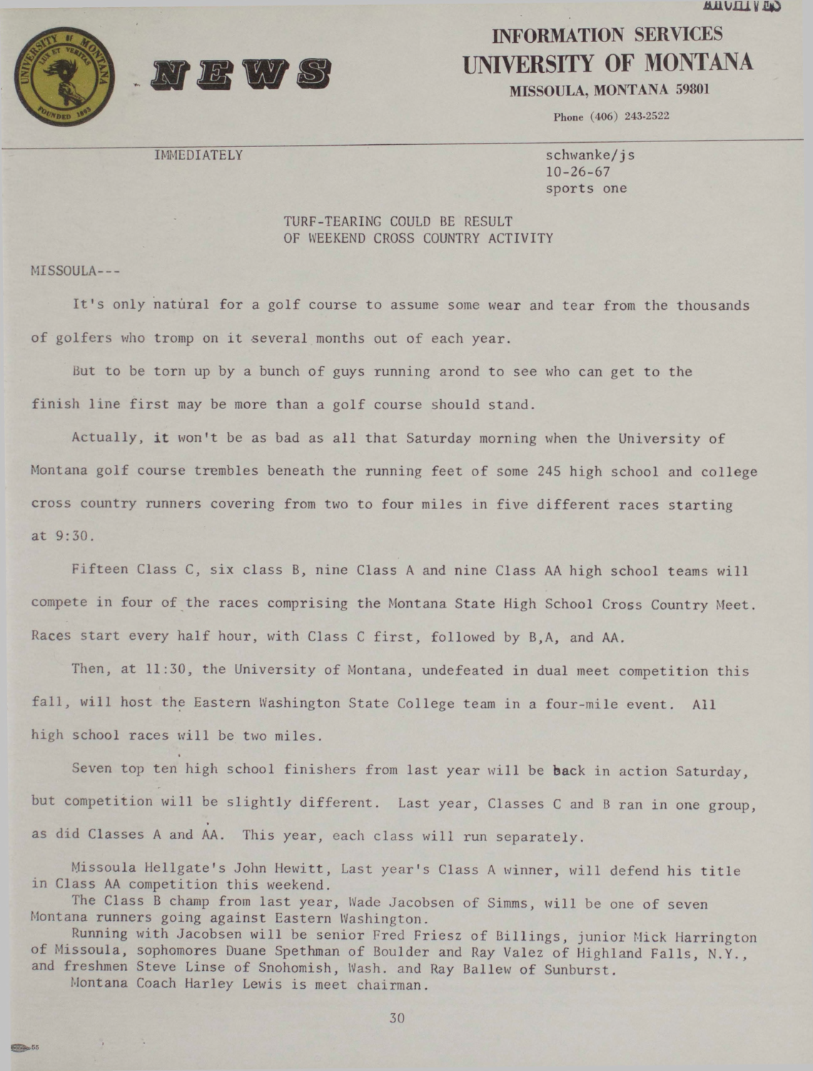# INFORMATION SERVICES
# UNIVERSITY OF MONTANA
MISSOULA, MONTANA 59801

Phone (406) 243-2522

NEWS

IMMEDIATELY

schwanke/js
10-26-67
sports one

TURF-TEARING COULD BE RESULT
OF WEEKEND CROSS COUNTRY ACTIVITY

MISSOULA---

It's only natural for a golf course to assume some wear and tear from the thousands of golfers who tromp on it several months out of each year.

But to be torn up by a bunch of guys running arond to see who can get to the finish line first may be more than a golf course should stand.

Actually, it won't be as bad as all that Saturday morning when the University of Montana golf course trembles beneath the running feet of some 245 high school and college cross country runners covering from two to four miles in five different races starting at 9:30.

Fifteen Class C, six class B, nine Class A and nine Class AA high school teams will compete in four of the races comprising the Montana State High School Cross Country Meet. Races start every half hour, with Class C first, followed by B,A, and AA.

Then, at 11:30, the University of Montana, undefeated in dual meet competition this fall, will host the Eastern Washington State College team in a four-mile event. All high school races will be two miles.

Seven top ten high school finishers from last year will be back in action Saturday, but competition will be slightly different. Last year, Classes C and B ran in one group, as did Classes A and AA. This year, each class will run separately.

Missoula Hellgate's John Hewitt, Last year's Class A winner, will defend his title in Class AA competition this weekend.

The Class B champ from last year, Wade Jacobsen of Simms, will be one of seven Montana runners going against Eastern Washington.

Running with Jacobsen will be senior Fred Friesz of Billings, junior Mick Harrington of Missoula, sophomores Duane Spethman of Boulder and Ray Valez of Highland Falls, N.Y., and freshmen Steve Linse of Snohomish, Wash. and Ray Ballew of Sunburst.

Montana Coach Harley Lewis is meet chairman.